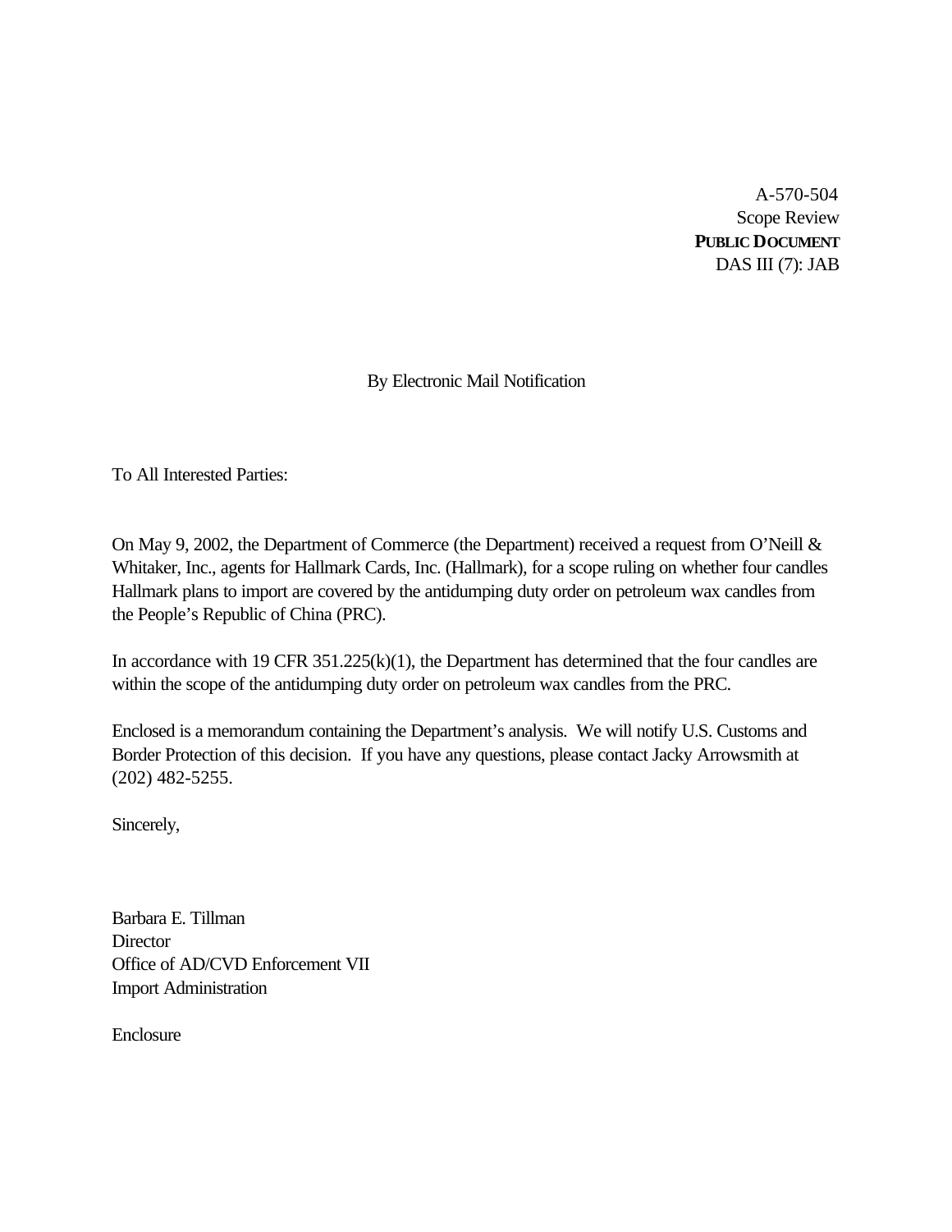A-570-504
Scope Review
**PUBLIC DOCUMENT**
DAS III (7): JAB

By Electronic Mail Notification

To All Interested Parties:

On May 9, 2002, the Department of Commerce (the Department) received a request from O'Neill & Whitaker, Inc., agents for Hallmark Cards, Inc. (Hallmark), for a scope ruling on whether four candles Hallmark plans to import are covered by the antidumping duty order on petroleum wax candles from the People's Republic of China (PRC).

In accordance with 19 CFR 351.225(k)(1), the Department has determined that the four candles are within the scope of the antidumping duty order on petroleum wax candles from the PRC.

Enclosed is a memorandum containing the Department's analysis. We will notify U.S. Customs and Border Protection of this decision. If you have any questions, please contact Jacky Arrowsmith at (202) 482-5255.

Sincerely,

Barbara E. Tillman
Director
Office of AD/CVD Enforcement VII
Import Administration

Enclosure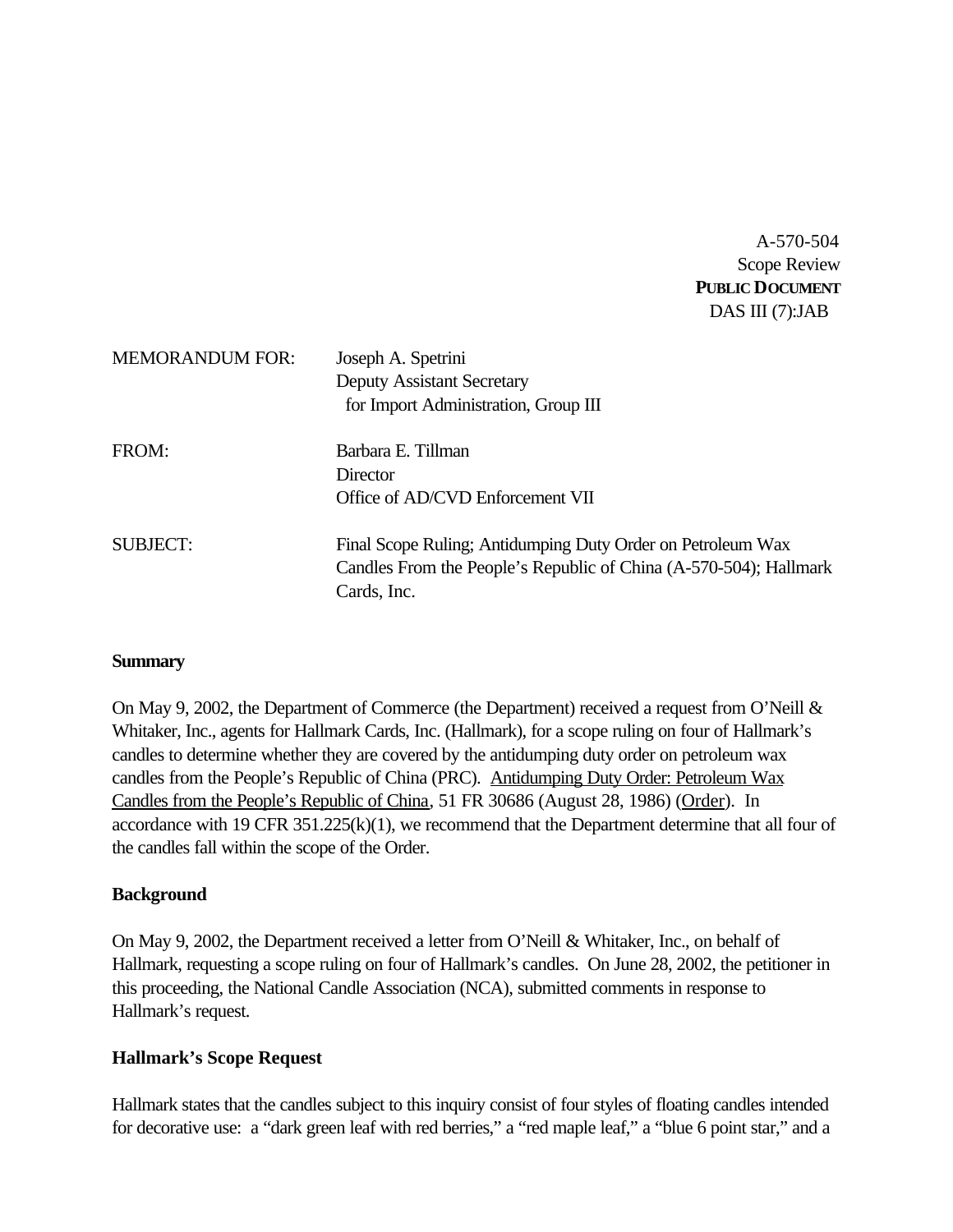A-570-504
Scope Review
**PUBLIC DOCUMENT**
DAS III (7):JAB

MEMORANDUM FOR: Joseph A. Spetrini
Deputy Assistant Secretary
for Import Administration, Group III

FROM: Barbara E. Tillman
Director
Office of AD/CVD Enforcement VII

SUBJECT: Final Scope Ruling; Antidumping Duty Order on Petroleum Wax Candles From the People's Republic of China (A-570-504); Hallmark Cards, Inc.

**Summary**

On May 9, 2002, the Department of Commerce (the Department) received a request from O'Neill & Whitaker, Inc., agents for Hallmark Cards, Inc. (Hallmark), for a scope ruling on four of Hallmark's candles to determine whether they are covered by the antidumping duty order on petroleum wax candles from the People's Republic of China (PRC). Antidumping Duty Order: Petroleum Wax Candles from the People's Republic of China, 51 FR 30686 (August 28, 1986) (Order). In accordance with 19 CFR 351.225(k)(1), we recommend that the Department determine that all four of the candles fall within the scope of the Order.

**Background**

On May 9, 2002, the Department received a letter from O'Neill & Whitaker, Inc., on behalf of Hallmark, requesting a scope ruling on four of Hallmark's candles. On June 28, 2002, the petitioner in this proceeding, the National Candle Association (NCA), submitted comments in response to Hallmark's request.

**Hallmark's Scope Request**

Hallmark states that the candles subject to this inquiry consist of four styles of floating candles intended for decorative use: a "dark green leaf with red berries," a "red maple leaf," a "blue 6 point star," and a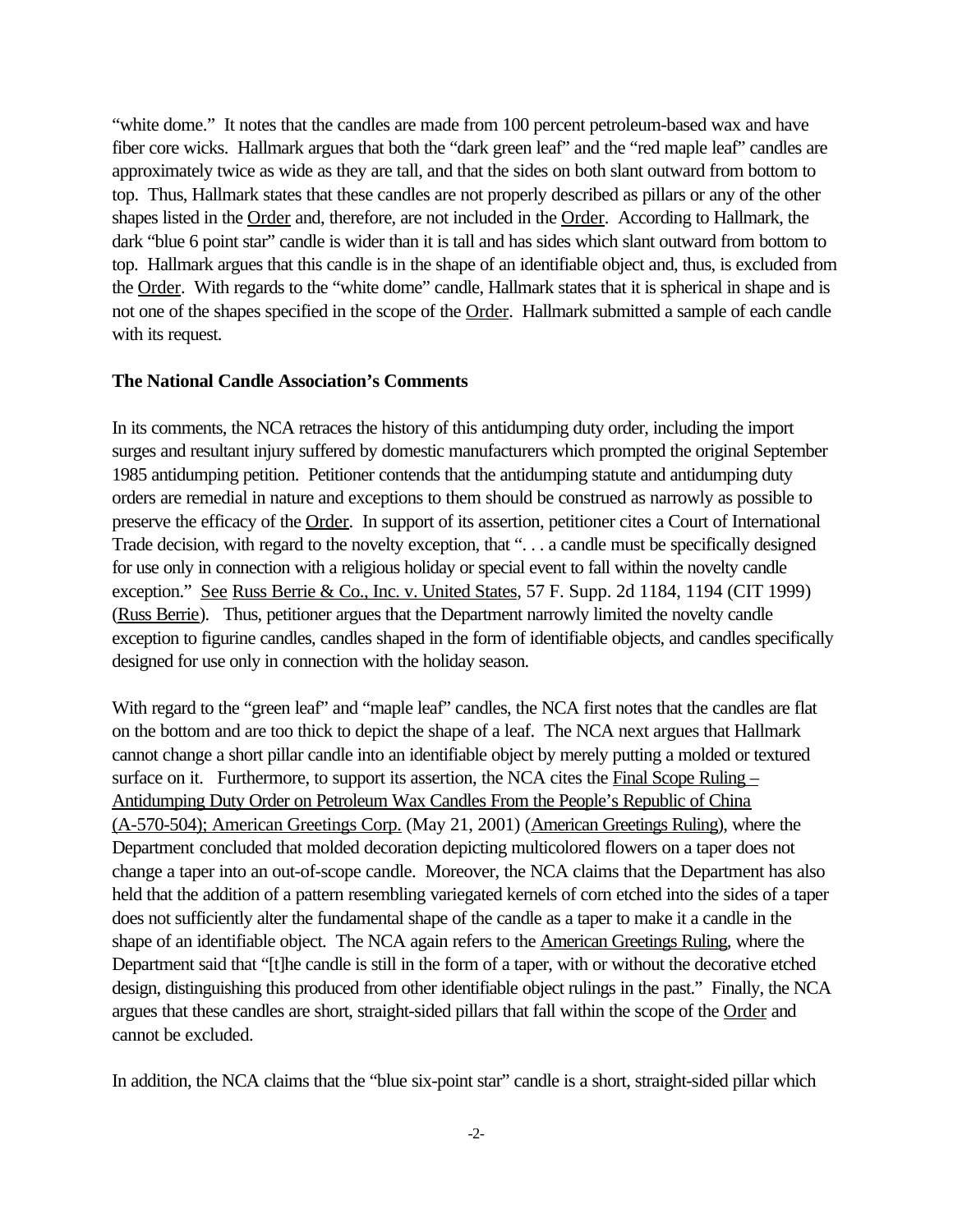"white dome." It notes that the candles are made from 100 percent petroleum-based wax and have fiber core wicks. Hallmark argues that both the "dark green leaf" and the "red maple leaf" candles are approximately twice as wide as they are tall, and that the sides on both slant outward from bottom to top. Thus, Hallmark states that these candles are not properly described as pillars or any of the other shapes listed in the Order and, therefore, are not included in the Order. According to Hallmark, the dark "blue 6 point star" candle is wider than it is tall and has sides which slant outward from bottom to top. Hallmark argues that this candle is in the shape of an identifiable object and, thus, is excluded from the Order. With regards to the "white dome" candle, Hallmark states that it is spherical in shape and is not one of the shapes specified in the scope of the Order. Hallmark submitted a sample of each candle with its request.

**The National Candle Association's Comments**

In its comments, the NCA retraces the history of this antidumping duty order, including the import surges and resultant injury suffered by domestic manufacturers which prompted the original September 1985 antidumping petition. Petitioner contends that the antidumping statute and antidumping duty orders are remedial in nature and exceptions to them should be construed as narrowly as possible to preserve the efficacy of the Order. In support of its assertion, petitioner cites a Court of International Trade decision, with regard to the novelty exception, that ". . . a candle must be specifically designed for use only in connection with a religious holiday or special event to fall within the novelty candle exception." See Russ Berrie & Co., Inc. v. United States, 57 F. Supp. 2d 1184, 1194 (CIT 1999) (Russ Berrie). Thus, petitioner argues that the Department narrowly limited the novelty candle exception to figurine candles, candles shaped in the form of identifiable objects, and candles specifically designed for use only in connection with the holiday season.

With regard to the "green leaf" and "maple leaf" candles, the NCA first notes that the candles are flat on the bottom and are too thick to depict the shape of a leaf. The NCA next argues that Hallmark cannot change a short pillar candle into an identifiable object by merely putting a molded or textured surface on it. Furthermore, to support its assertion, the NCA cites the Final Scope Ruling – Antidumping Duty Order on Petroleum Wax Candles From the People's Republic of China (A-570-504); American Greetings Corp. (May 21, 2001) (American Greetings Ruling), where the Department concluded that molded decoration depicting multicolored flowers on a taper does not change a taper into an out-of-scope candle. Moreover, the NCA claims that the Department has also held that the addition of a pattern resembling variegated kernels of corn etched into the sides of a taper does not sufficiently alter the fundamental shape of the candle as a taper to make it a candle in the shape of an identifiable object. The NCA again refers to the American Greetings Ruling, where the Department said that "[t]he candle is still in the form of a taper, with or without the decorative etched design, distinguishing this produced from other identifiable object rulings in the past." Finally, the NCA argues that these candles are short, straight-sided pillars that fall within the scope of the Order and cannot be excluded.

In addition, the NCA claims that the "blue six-point star" candle is a short, straight-sided pillar which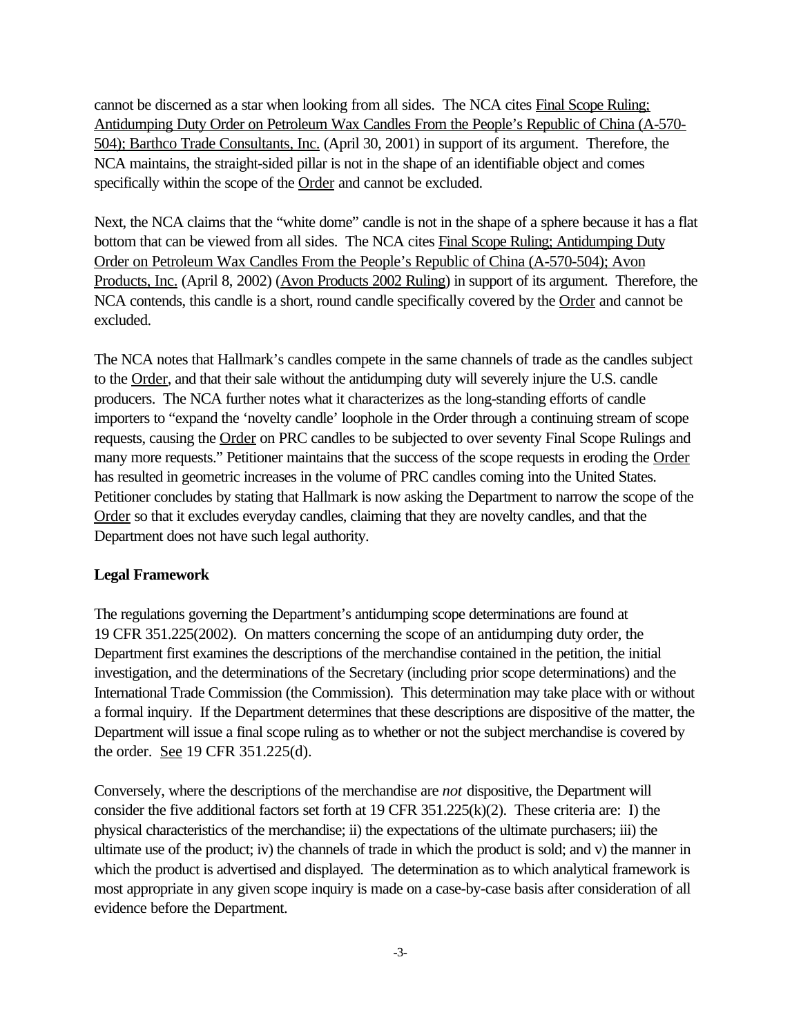cannot be discerned as a star when looking from all sides. The NCA cites Final Scope Ruling: Antidumping Duty Order on Petroleum Wax Candles From the People's Republic of China (A-570-504); Barthco Trade Consultants, Inc. (April 30, 2001) in support of its argument. Therefore, the NCA maintains, the straight-sided pillar is not in the shape of an identifiable object and comes specifically within the scope of the Order and cannot be excluded.

Next, the NCA claims that the "white dome" candle is not in the shape of a sphere because it has a flat bottom that can be viewed from all sides. The NCA cites Final Scope Ruling; Antidumping Duty Order on Petroleum Wax Candles From the People's Republic of China (A-570-504); Avon Products, Inc. (April 8, 2002) (Avon Products 2002 Ruling) in support of its argument. Therefore, the NCA contends, this candle is a short, round candle specifically covered by the Order and cannot be excluded.

The NCA notes that Hallmark's candles compete in the same channels of trade as the candles subject to the Order, and that their sale without the antidumping duty will severely injure the U.S. candle producers. The NCA further notes what it characterizes as the long-standing efforts of candle importers to "expand the 'novelty candle' loophole in the Order through a continuing stream of scope requests, causing the Order on PRC candles to be subjected to over seventy Final Scope Rulings and many more requests." Petitioner maintains that the success of the scope requests in eroding the Order has resulted in geometric increases in the volume of PRC candles coming into the United States. Petitioner concludes by stating that Hallmark is now asking the Department to narrow the scope of the Order so that it excludes everyday candles, claiming that they are novelty candles, and that the Department does not have such legal authority.

**Legal Framework**

The regulations governing the Department's antidumping scope determinations are found at 19 CFR 351.225(2002). On matters concerning the scope of an antidumping duty order, the Department first examines the descriptions of the merchandise contained in the petition, the initial investigation, and the determinations of the Secretary (including prior scope determinations) and the International Trade Commission (the Commission). This determination may take place with or without a formal inquiry. If the Department determines that these descriptions are dispositive of the matter, the Department will issue a final scope ruling as to whether or not the subject merchandise is covered by the order. See 19 CFR 351.225(d).

Conversely, where the descriptions of the merchandise are *not* dispositive, the Department will consider the five additional factors set forth at 19 CFR 351.225(k)(2). These criteria are: I) the physical characteristics of the merchandise; ii) the expectations of the ultimate purchasers; iii) the ultimate use of the product; iv) the channels of trade in which the product is sold; and v) the manner in which the product is advertised and displayed. The determination as to which analytical framework is most appropriate in any given scope inquiry is made on a case-by-case basis after consideration of all evidence before the Department.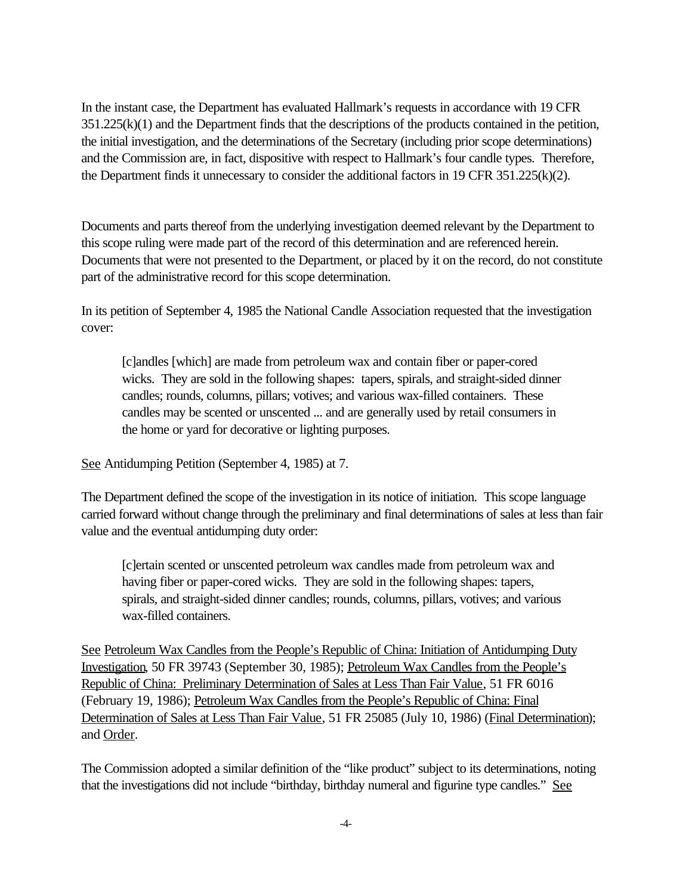In the instant case, the Department has evaluated Hallmark's requests in accordance with 19 CFR 351.225(k)(1) and the Department finds that the descriptions of the products contained in the petition, the initial investigation, and the determinations of the Secretary (including prior scope determinations) and the Commission are, in fact, dispositive with respect to Hallmark's four candle types. Therefore, the Department finds it unnecessary to consider the additional factors in 19 CFR 351.225(k)(2).

Documents and parts thereof from the underlying investigation deemed relevant by the Department to this scope ruling were made part of the record of this determination and are referenced herein. Documents that were not presented to the Department, or placed by it on the record, do not constitute part of the administrative record for this scope determination.

In its petition of September 4, 1985 the National Candle Association requested that the investigation cover:

> [c]andles [which] are made from petroleum wax and contain fiber or paper-cored wicks. They are sold in the following shapes: tapers, spirals, and straight-sided dinner candles; rounds, columns, pillars; votives; and various wax-filled containers. These candles may be scented or unscented ... and are generally used by retail consumers in the home or yard for decorative or lighting purposes.

See Antidumping Petition (September 4, 1985) at 7.

The Department defined the scope of the investigation in its notice of initiation. This scope language carried forward without change through the preliminary and final determinations of sales at less than fair value and the eventual antidumping duty order:

> [c]ertain scented or unscented petroleum wax candles made from petroleum wax and having fiber or paper-cored wicks. They are sold in the following shapes: tapers, spirals, and straight-sided dinner candles; rounds, columns, pillars, votives; and various wax-filled containers.

See Petroleum Wax Candles from the People's Republic of China: Initiation of Antidumping Duty Investigation, 50 FR 39743 (September 30, 1985); Petroleum Wax Candles from the People's Republic of China: Preliminary Determination of Sales at Less Than Fair Value, 51 FR 6016 (February 19, 1986); Petroleum Wax Candles from the People's Republic of China: Final Determination of Sales at Less Than Fair Value, 51 FR 25085 (July 10, 1986) (Final Determination); and Order.

The Commission adopted a similar definition of the "like product" subject to its determinations, noting that the investigations did not include "birthday, birthday numeral and figurine type candles." See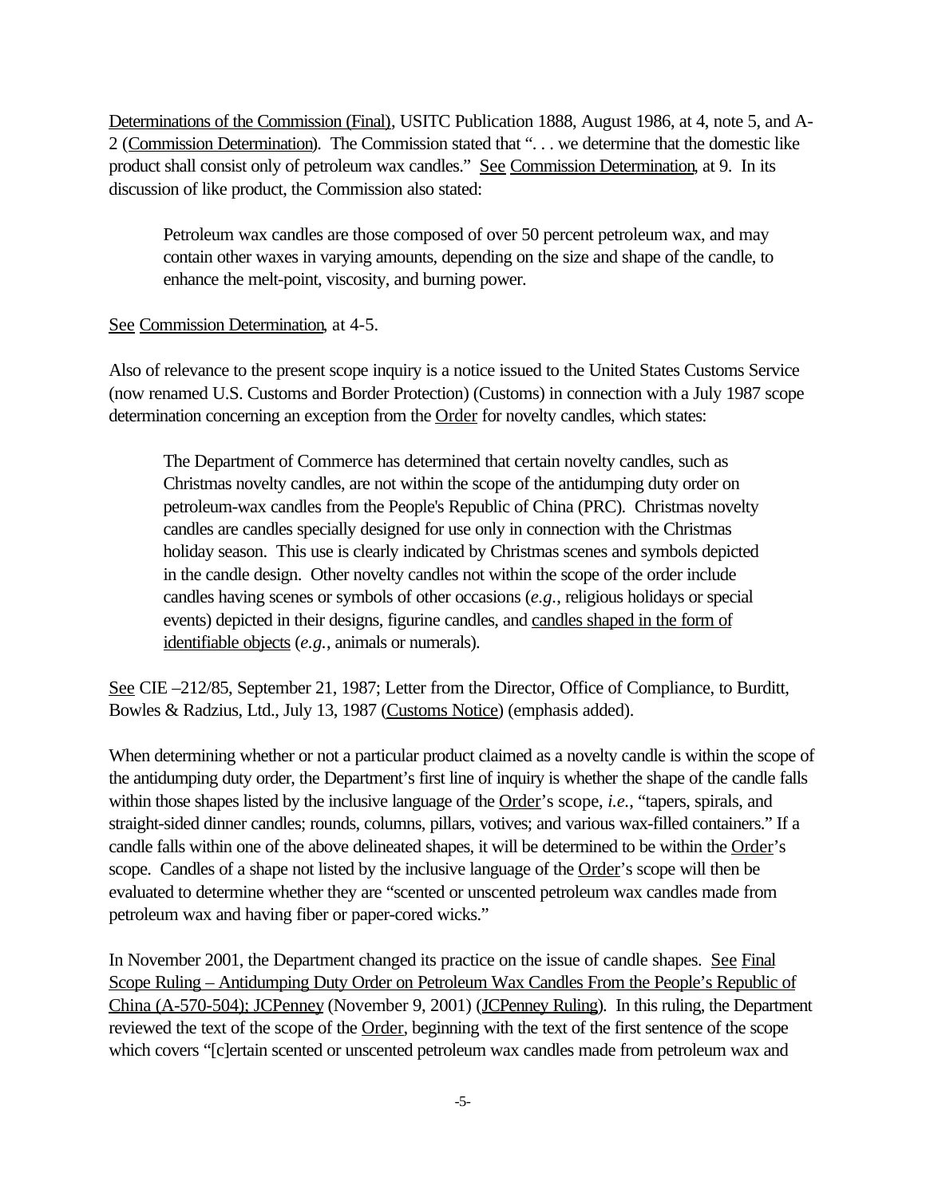Determinations of the Commission (Final), USITC Publication 1888, August 1986, at 4, note 5, and A-2 (Commission Determination). The Commission stated that ". . . we determine that the domestic like product shall consist only of petroleum wax candles." See Commission Determination, at 9. In its discussion of like product, the Commission also stated:

> Petroleum wax candles are those composed of over 50 percent petroleum wax, and may contain other waxes in varying amounts, depending on the size and shape of the candle, to enhance the melt-point, viscosity, and burning power.

See Commission Determination, at 4-5.

Also of relevance to the present scope inquiry is a notice issued to the United States Customs Service (now renamed U.S. Customs and Border Protection) (Customs) in connection with a July 1987 scope determination concerning an exception from the Order for novelty candles, which states:

> The Department of Commerce has determined that certain novelty candles, such as Christmas novelty candles, are not within the scope of the antidumping duty order on petroleum-wax candles from the People's Republic of China (PRC). Christmas novelty candles are candles specially designed for use only in connection with the Christmas holiday season. This use is clearly indicated by Christmas scenes and symbols depicted in the candle design. Other novelty candles not within the scope of the order include candles having scenes or symbols of other occasions (*e.g.*, religious holidays or special events) depicted in their designs, figurine candles, and candles shaped in the form of identifiable objects (*e.g.*, animals or numerals).

See CIE –212/85, September 21, 1987; Letter from the Director, Office of Compliance, to Burditt, Bowles & Radzius, Ltd., July 13, 1987 (Customs Notice) (emphasis added).

When determining whether or not a particular product claimed as a novelty candle is within the scope of the antidumping duty order, the Department's first line of inquiry is whether the shape of the candle falls within those shapes listed by the inclusive language of the Order's scope, *i.e.*, "tapers, spirals, and straight-sided dinner candles; rounds, columns, pillars, votives; and various wax-filled containers." If a candle falls within one of the above delineated shapes, it will be determined to be within the Order's scope. Candles of a shape not listed by the inclusive language of the Order's scope will then be evaluated to determine whether they are "scented or unscented petroleum wax candles made from petroleum wax and having fiber or paper-cored wicks."

In November 2001, the Department changed its practice on the issue of candle shapes. See Final Scope Ruling – Antidumping Duty Order on Petroleum Wax Candles From the People's Republic of China (A-570-504); JCPenney (November 9, 2001) (JCPenney Ruling). In this ruling, the Department reviewed the text of the scope of the Order, beginning with the text of the first sentence of the scope which covers "[c]ertain scented or unscented petroleum wax candles made from petroleum wax and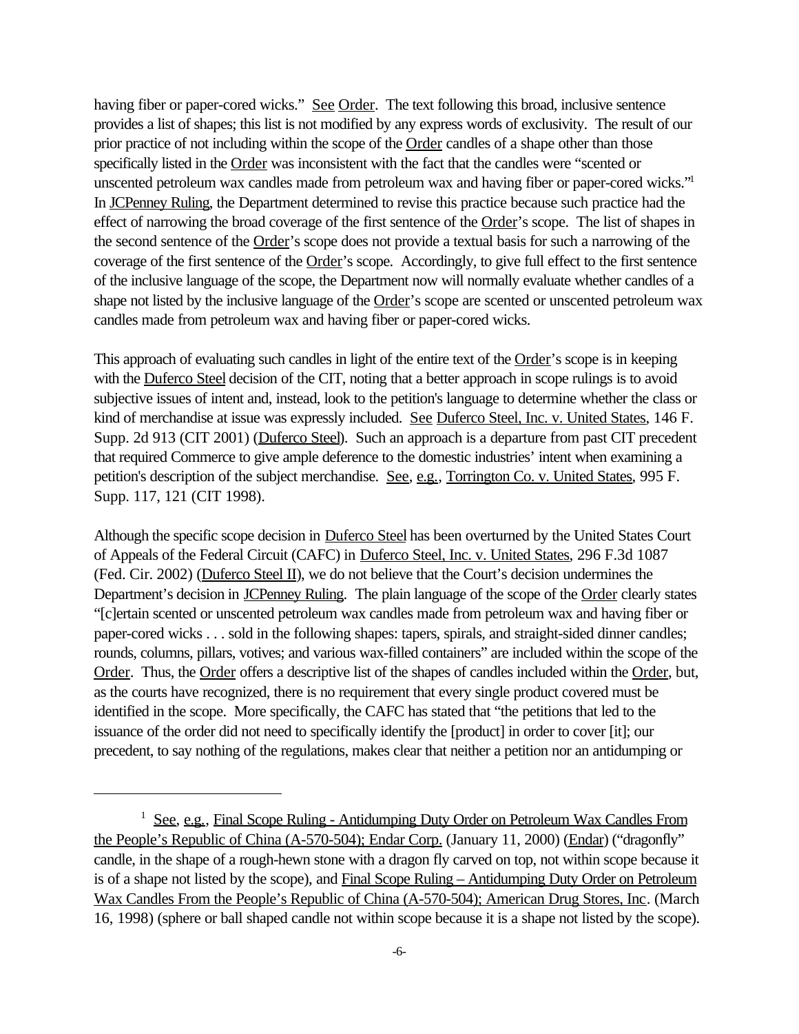having fiber or paper-cored wicks." See Order. The text following this broad, inclusive sentence provides a list of shapes; this list is not modified by any express words of exclusivity. The result of our prior practice of not including within the scope of the Order candles of a shape other than those specifically listed in the Order was inconsistent with the fact that the candles were "scented or unscented petroleum wax candles made from petroleum wax and having fiber or paper-cored wicks."[1] In JCPenney Ruling, the Department determined to revise this practice because such practice had the effect of narrowing the broad coverage of the first sentence of the Order's scope. The list of shapes in the second sentence of the Order's scope does not provide a textual basis for such a narrowing of the coverage of the first sentence of the Order's scope. Accordingly, to give full effect to the first sentence of the inclusive language of the scope, the Department now will normally evaluate whether candles of a shape not listed by the inclusive language of the Order's scope are scented or unscented petroleum wax candles made from petroleum wax and having fiber or paper-cored wicks.

This approach of evaluating such candles in light of the entire text of the Order's scope is in keeping with the Duferco Steel decision of the CIT, noting that a better approach in scope rulings is to avoid subjective issues of intent and, instead, look to the petition's language to determine whether the class or kind of merchandise at issue was expressly included. See Duferco Steel, Inc. v. United States, 146 F. Supp. 2d 913 (CIT 2001) (Duferco Steel). Such an approach is a departure from past CIT precedent that required Commerce to give ample deference to the domestic industries' intent when examining a petition's description of the subject merchandise. See, e.g., Torrington Co. v. United States, 995 F. Supp. 117, 121 (CIT 1998).

Although the specific scope decision in Duferco Steel has been overturned by the United States Court of Appeals of the Federal Circuit (CAFC) in Duferco Steel, Inc. v. United States, 296 F.3d 1087 (Fed. Cir. 2002) (Duferco Steel II), we do not believe that the Court's decision undermines the Department's decision in JCPenney Ruling. The plain language of the scope of the Order clearly states "[c]ertain scented or unscented petroleum wax candles made from petroleum wax and having fiber or paper-cored wicks . . . sold in the following shapes: tapers, spirals, and straight-sided dinner candles; rounds, columns, pillars, votives; and various wax-filled containers" are included within the scope of the Order. Thus, the Order offers a descriptive list of the shapes of candles included within the Order, but, as the courts have recognized, there is no requirement that every single product covered must be identified in the scope. More specifically, the CAFC has stated that "the petitions that led to the issuance of the order did not need to specifically identify the [product] in order to cover [it]; our precedent, to say nothing of the regulations, makes clear that neither a petition nor an antidumping or

---

[1] See, e.g., Final Scope Ruling - Antidumping Duty Order on Petroleum Wax Candles From the People's Republic of China (A-570-504); Endar Corp. (January 11, 2000) (Endar) ("dragonfly" candle, in the shape of a rough-hewn stone with a dragon fly carved on top, not within scope because it is of a shape not listed by the scope), and Final Scope Ruling – Antidumping Duty Order on Petroleum Wax Candles From the People's Republic of China (A-570-504); American Drug Stores, Inc. (March 16, 1998) (sphere or ball shaped candle not within scope because it is a shape not listed by the scope).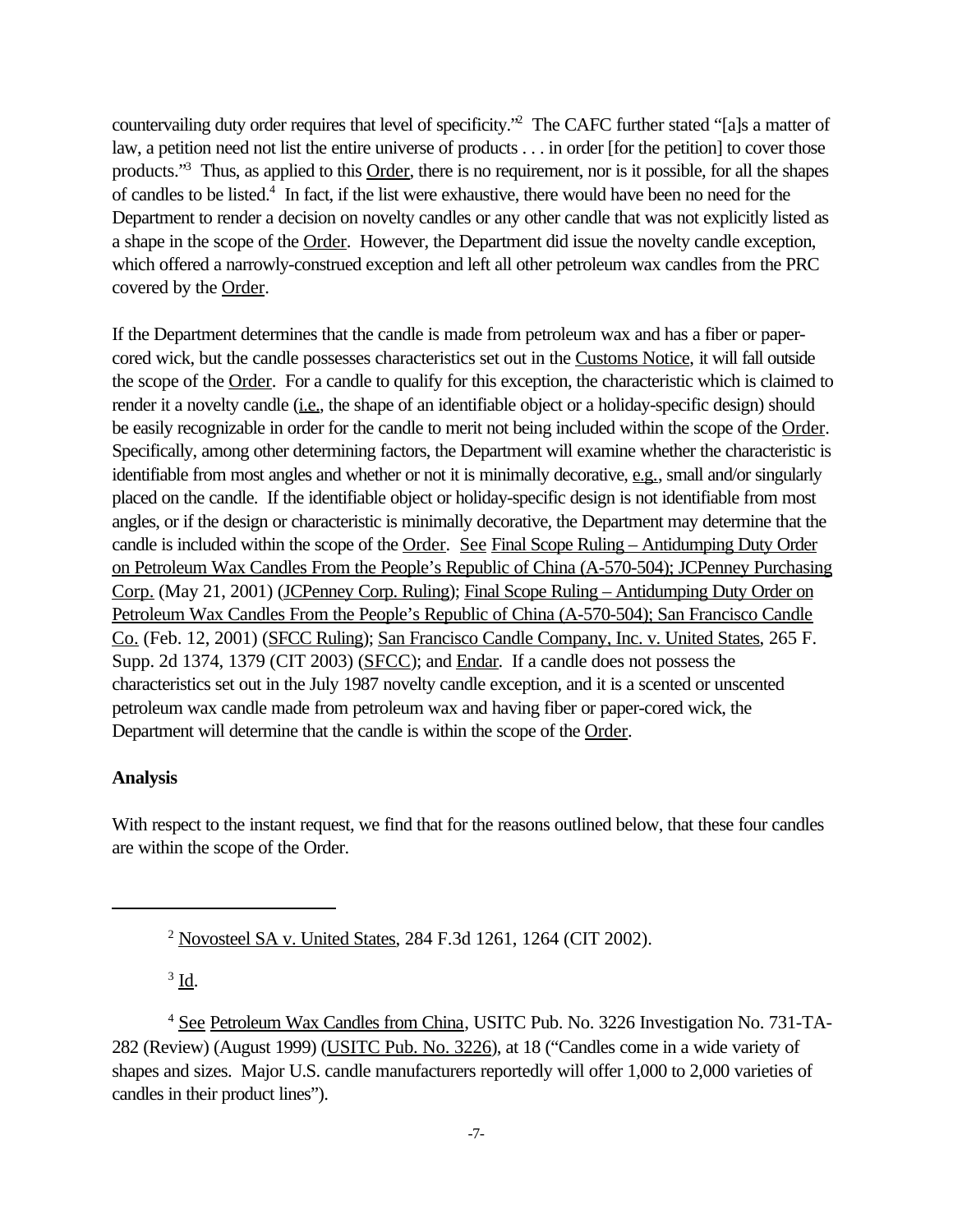countervailing duty order requires that level of specificity."[2] The CAFC further stated "[a]s a matter of law, a petition need not list the entire universe of products . . . in order [for the petition] to cover those products."[3] Thus, as applied to this Order, there is no requirement, nor is it possible, for all the shapes of candles to be listed.[4] In fact, if the list were exhaustive, there would have been no need for the Department to render a decision on novelty candles or any other candle that was not explicitly listed as a shape in the scope of the Order. However, the Department did issue the novelty candle exception, which offered a narrowly-construed exception and left all other petroleum wax candles from the PRC covered by the Order.

If the Department determines that the candle is made from petroleum wax and has a fiber or paper-cored wick, but the candle possesses characteristics set out in the Customs Notice, it will fall outside the scope of the Order. For a candle to qualify for this exception, the characteristic which is claimed to render it a novelty candle (i.e., the shape of an identifiable object or a holiday-specific design) should be easily recognizable in order for the candle to merit not being included within the scope of the Order. Specifically, among other determining factors, the Department will examine whether the characteristic is identifiable from most angles and whether or not it is minimally decorative, e.g., small and/or singularly placed on the candle. If the identifiable object or holiday-specific design is not identifiable from most angles, or if the design or characteristic is minimally decorative, the Department may determine that the candle is included within the scope of the Order. See Final Scope Ruling – Antidumping Duty Order on Petroleum Wax Candles From the People's Republic of China (A-570-504); JCPenney Purchasing Corp. (May 21, 2001) (JCPenney Corp. Ruling); Final Scope Ruling – Antidumping Duty Order on Petroleum Wax Candles From the People's Republic of China (A-570-504); San Francisco Candle Co. (Feb. 12, 2001) (SFCC Ruling); San Francisco Candle Company, Inc. v. United States, 265 F. Supp. 2d 1374, 1379 (CIT 2003) (SFCC); and Endar. If a candle does not possess the characteristics set out in the July 1987 novelty candle exception, and it is a scented or unscented petroleum wax candle made from petroleum wax and having fiber or paper-cored wick, the Department will determine that the candle is within the scope of the Order.

**Analysis**

With respect to the instant request, we find that for the reasons outlined below, that these four candles are within the scope of the Order.

---

[2] Novosteel SA v. United States, 284 F.3d 1261, 1264 (CIT 2002).

[3] Id.

[4] See Petroleum Wax Candles from China, USITC Pub. No. 3226 Investigation No. 731-TA-282 (Review) (August 1999) (USITC Pub. No. 3226), at 18 ("Candles come in a wide variety of shapes and sizes. Major U.S. candle manufacturers reportedly will offer 1,000 to 2,000 varieties of candles in their product lines").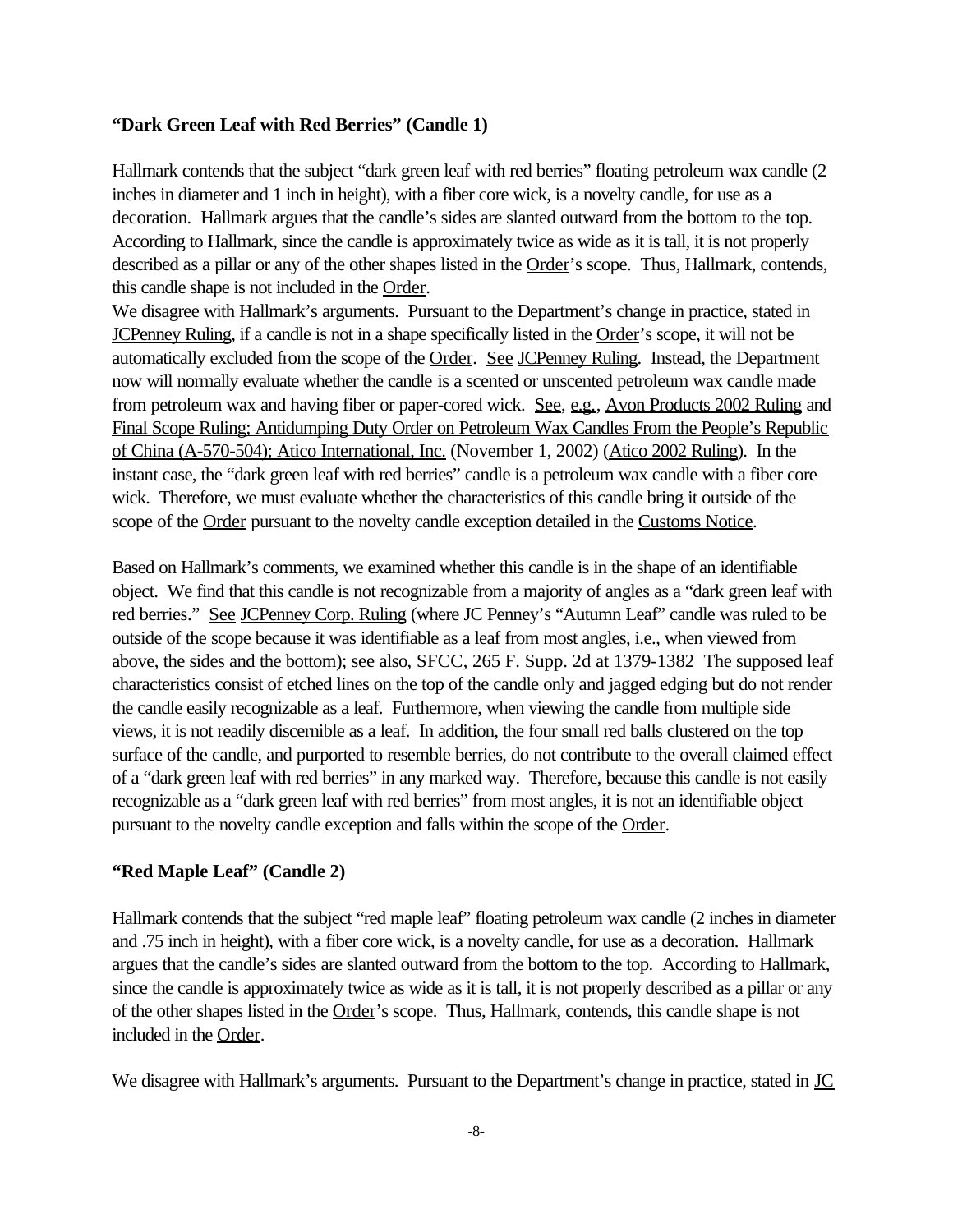### "Dark Green Leaf with Red Berries" (Candle 1)

Hallmark contends that the subject "dark green leaf with red berries" floating petroleum wax candle (2 inches in diameter and 1 inch in height), with a fiber core wick, is a novelty candle, for use as a decoration. Hallmark argues that the candle's sides are slanted outward from the bottom to the top. According to Hallmark, since the candle is approximately twice as wide as it is tall, it is not properly described as a pillar or any of the other shapes listed in the Order's scope. Thus, Hallmark, contends, this candle shape is not included in the Order.

We disagree with Hallmark's arguments. Pursuant to the Department's change in practice, stated in JCPenney Ruling, if a candle is not in a shape specifically listed in the Order's scope, it will not be automatically excluded from the scope of the Order. See JCPenney Ruling. Instead, the Department now will normally evaluate whether the candle is a scented or unscented petroleum wax candle made from petroleum wax and having fiber or paper-cored wick. See, e.g., Avon Products 2002 Ruling and Final Scope Ruling; Antidumping Duty Order on Petroleum Wax Candles From the People's Republic of China (A-570-504); Atico International, Inc. (November 1, 2002) (Atico 2002 Ruling). In the instant case, the "dark green leaf with red berries" candle is a petroleum wax candle with a fiber core wick. Therefore, we must evaluate whether the characteristics of this candle bring it outside of the scope of the Order pursuant to the novelty candle exception detailed in the Customs Notice.

Based on Hallmark's comments, we examined whether this candle is in the shape of an identifiable object. We find that this candle is not recognizable from a majority of angles as a "dark green leaf with red berries." See JCPenney Corp. Ruling (where JC Penney's "Autumn Leaf" candle was ruled to be outside of the scope because it was identifiable as a leaf from most angles, i.e., when viewed from above, the sides and the bottom); see also, SFCC, 265 F. Supp. 2d at 1379-1382 The supposed leaf characteristics consist of etched lines on the top of the candle only and jagged edging but do not render the candle easily recognizable as a leaf. Furthermore, when viewing the candle from multiple side views, it is not readily discernible as a leaf. In addition, the four small red balls clustered on the top surface of the candle, and purported to resemble berries, do not contribute to the overall claimed effect of a "dark green leaf with red berries" in any marked way. Therefore, because this candle is not easily recognizable as a "dark green leaf with red berries" from most angles, it is not an identifiable object pursuant to the novelty candle exception and falls within the scope of the Order.

### "Red Maple Leaf" (Candle 2)

Hallmark contends that the subject "red maple leaf" floating petroleum wax candle (2 inches in diameter and .75 inch in height), with a fiber core wick, is a novelty candle, for use as a decoration. Hallmark argues that the candle's sides are slanted outward from the bottom to the top. According to Hallmark, since the candle is approximately twice as wide as it is tall, it is not properly described as a pillar or any of the other shapes listed in the Order's scope. Thus, Hallmark, contends, this candle shape is not included in the Order.

We disagree with Hallmark's arguments. Pursuant to the Department's change in practice, stated in JC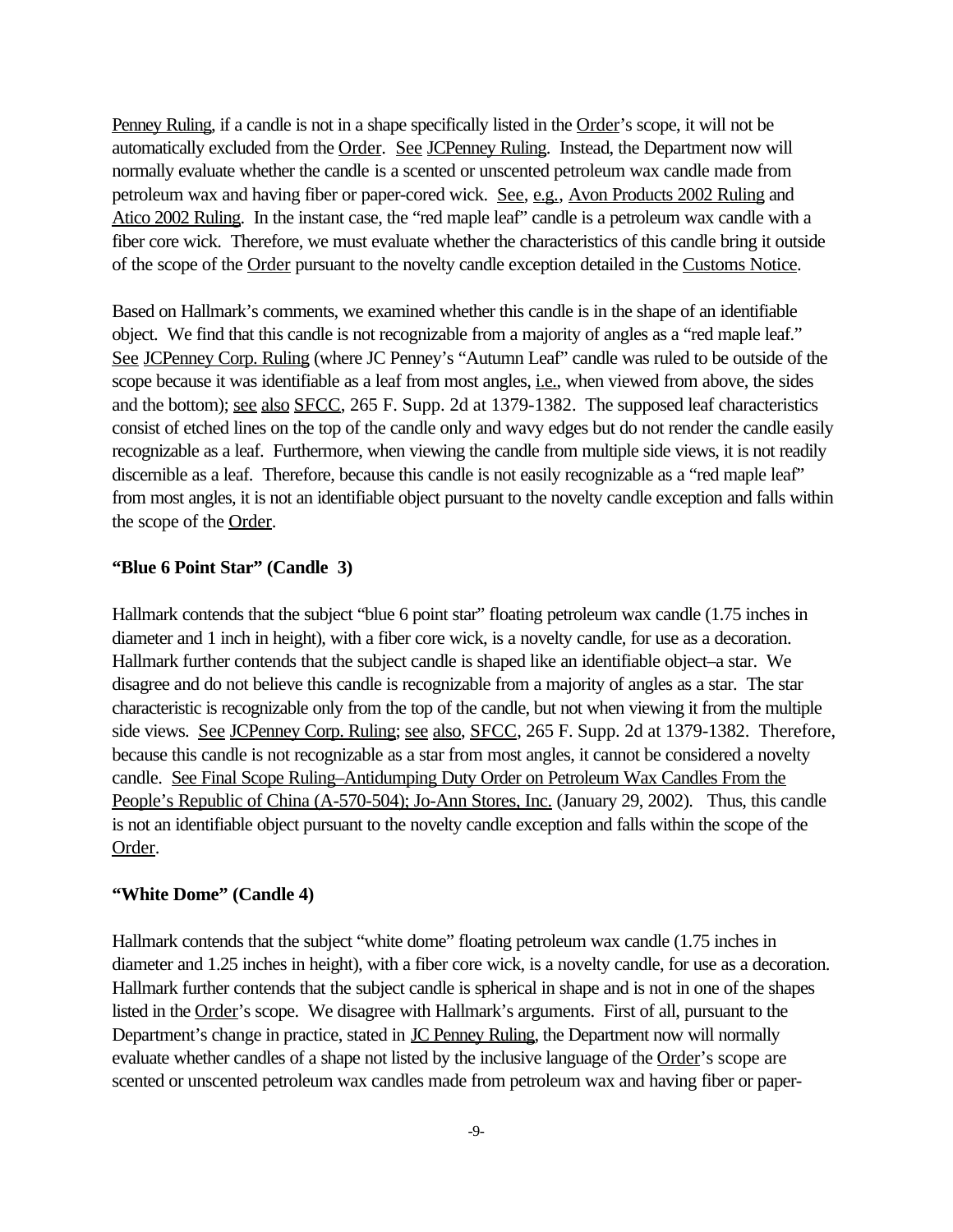Penney Ruling, if a candle is not in a shape specifically listed in the Order's scope, it will not be automatically excluded from the Order. See JCPenney Ruling. Instead, the Department now will normally evaluate whether the candle is a scented or unscented petroleum wax candle made from petroleum wax and having fiber or paper-cored wick. See, e.g., Avon Products 2002 Ruling and Atico 2002 Ruling. In the instant case, the "red maple leaf" candle is a petroleum wax candle with a fiber core wick. Therefore, we must evaluate whether the characteristics of this candle bring it outside of the scope of the Order pursuant to the novelty candle exception detailed in the Customs Notice.

Based on Hallmark's comments, we examined whether this candle is in the shape of an identifiable object. We find that this candle is not recognizable from a majority of angles as a "red maple leaf." See JCPenney Corp. Ruling (where JC Penney's "Autumn Leaf" candle was ruled to be outside of the scope because it was identifiable as a leaf from most angles, i.e., when viewed from above, the sides and the bottom); see also SFCC, 265 F. Supp. 2d at 1379-1382. The supposed leaf characteristics consist of etched lines on the top of the candle only and wavy edges but do not render the candle easily recognizable as a leaf. Furthermore, when viewing the candle from multiple side views, it is not readily discernible as a leaf. Therefore, because this candle is not easily recognizable as a "red maple leaf" from most angles, it is not an identifiable object pursuant to the novelty candle exception and falls within the scope of the Order.

**"Blue 6 Point Star" (Candle 3)**

Hallmark contends that the subject "blue 6 point star" floating petroleum wax candle (1.75 inches in diameter and 1 inch in height), with a fiber core wick, is a novelty candle, for use as a decoration. Hallmark further contends that the subject candle is shaped like an identifiable object–a star. We disagree and do not believe this candle is recognizable from a majority of angles as a star. The star characteristic is recognizable only from the top of the candle, but not when viewing it from the multiple side views. See JCPenney Corp. Ruling; see also, SFCC, 265 F. Supp. 2d at 1379-1382. Therefore, because this candle is not recognizable as a star from most angles, it cannot be considered a novelty candle. See Final Scope Ruling–Antidumping Duty Order on Petroleum Wax Candles From the People's Republic of China (A-570-504); Jo-Ann Stores, Inc. (January 29, 2002). Thus, this candle is not an identifiable object pursuant to the novelty candle exception and falls within the scope of the Order.

**"White Dome" (Candle 4)**

Hallmark contends that the subject "white dome" floating petroleum wax candle (1.75 inches in diameter and 1.25 inches in height), with a fiber core wick, is a novelty candle, for use as a decoration. Hallmark further contends that the subject candle is spherical in shape and is not in one of the shapes listed in the Order's scope. We disagree with Hallmark's arguments. First of all, pursuant to the Department's change in practice, stated in JC Penney Ruling, the Department now will normally evaluate whether candles of a shape not listed by the inclusive language of the Order's scope are scented or unscented petroleum wax candles made from petroleum wax and having fiber or paper-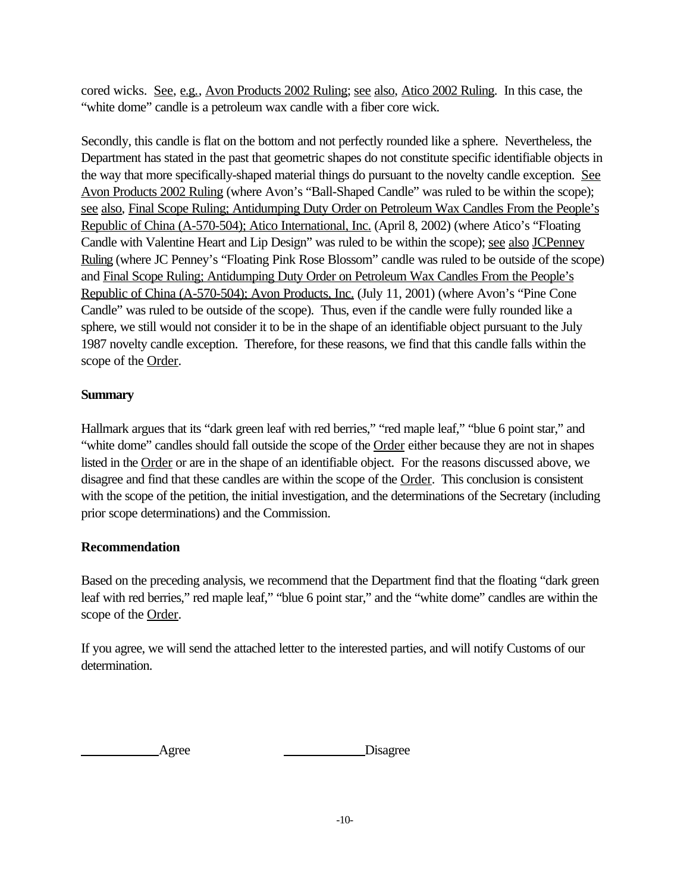cored wicks. See, e.g., Avon Products 2002 Ruling; see also, Atico 2002 Ruling. In this case, the "white dome" candle is a petroleum wax candle with a fiber core wick.

Secondly, this candle is flat on the bottom and not perfectly rounded like a sphere. Nevertheless, the Department has stated in the past that geometric shapes do not constitute specific identifiable objects in the way that more specifically-shaped material things do pursuant to the novelty candle exception. See Avon Products 2002 Ruling (where Avon's "Ball-Shaped Candle" was ruled to be within the scope); see also, Final Scope Ruling; Antidumping Duty Order on Petroleum Wax Candles From the People's Republic of China (A-570-504); Atico International, Inc. (April 8, 2002) (where Atico's "Floating Candle with Valentine Heart and Lip Design" was ruled to be within the scope); see also JCPenney Ruling (where JC Penney's "Floating Pink Rose Blossom" candle was ruled to be outside of the scope) and Final Scope Ruling; Antidumping Duty Order on Petroleum Wax Candles From the People's Republic of China (A-570-504); Avon Products, Inc. (July 11, 2001) (where Avon's "Pine Cone Candle" was ruled to be outside of the scope). Thus, even if the candle were fully rounded like a sphere, we still would not consider it to be in the shape of an identifiable object pursuant to the July 1987 novelty candle exception. Therefore, for these reasons, we find that this candle falls within the scope of the Order.

**Summary**

Hallmark argues that its "dark green leaf with red berries," "red maple leaf," "blue 6 point star," and "white dome" candles should fall outside the scope of the Order either because they are not in shapes listed in the Order or are in the shape of an identifiable object. For the reasons discussed above, we disagree and find that these candles are within the scope of the Order. This conclusion is consistent with the scope of the petition, the initial investigation, and the determinations of the Secretary (including prior scope determinations) and the Commission.

**Recommendation**

Based on the preceding analysis, we recommend that the Department find that the floating "dark green leaf with red berries," red maple leaf," "blue 6 point star," and the "white dome" candles are within the scope of the Order.

If you agree, we will send the attached letter to the interested parties, and will notify Customs of our determination.

\_\_\_\_\_\_\_\_\_\_\_\_ Agree &nbsp;&nbsp;&nbsp;&nbsp;&nbsp;&nbsp;&nbsp;&nbsp; \_\_\_\_\_\_\_\_\_\_\_\_ Disagree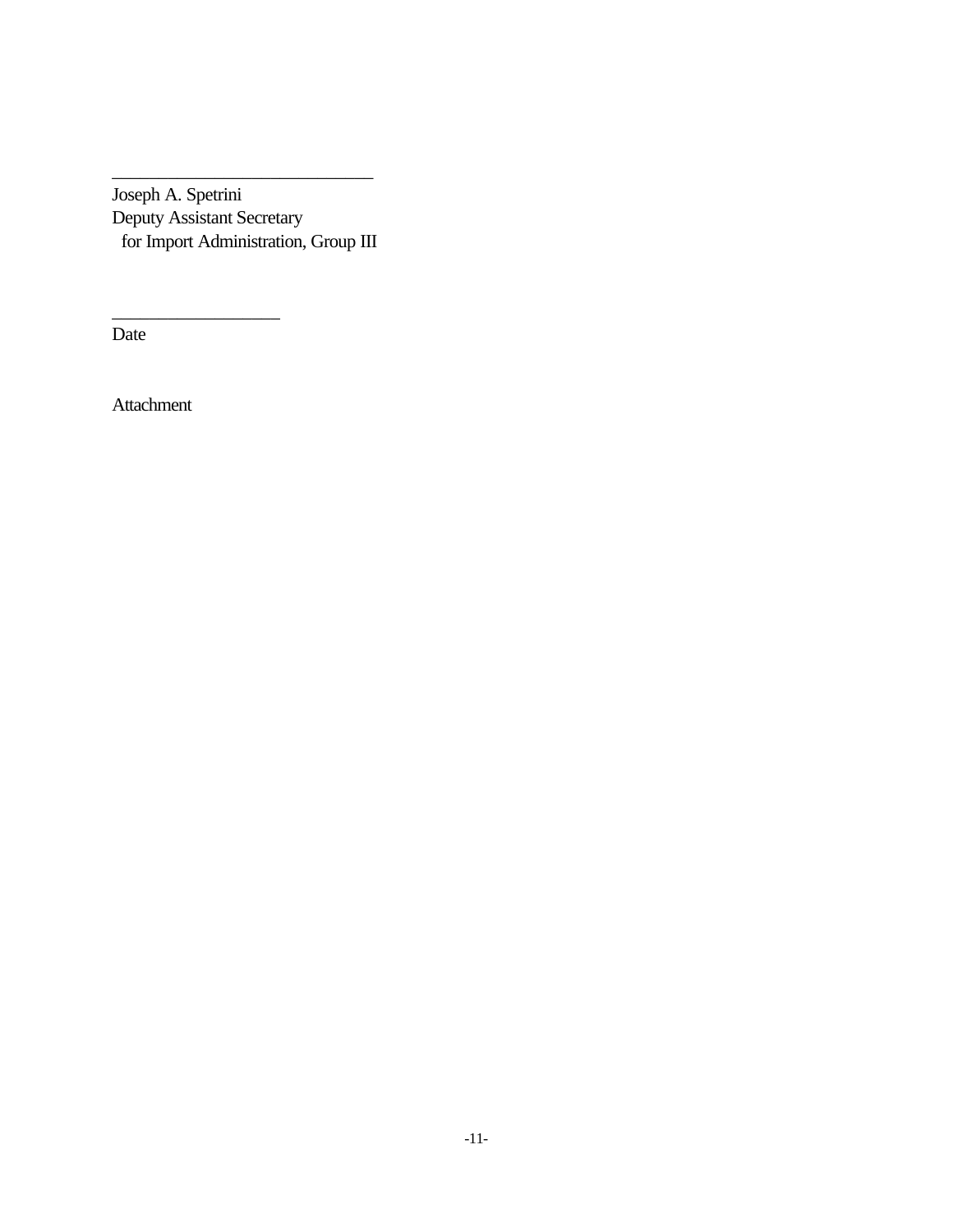\_\_\_\_\_\_\_\_\_\_\_\_\_\_\_\_\_\_\_\_\_\_\_\_\_\_\_\_\_\_

Joseph A. Spetrini
Deputy Assistant Secretary
 for Import Administration, Group III

\_\_\_\_\_\_\_\_\_\_\_\_\_\_\_\_\_\_\_

Date

Attachment